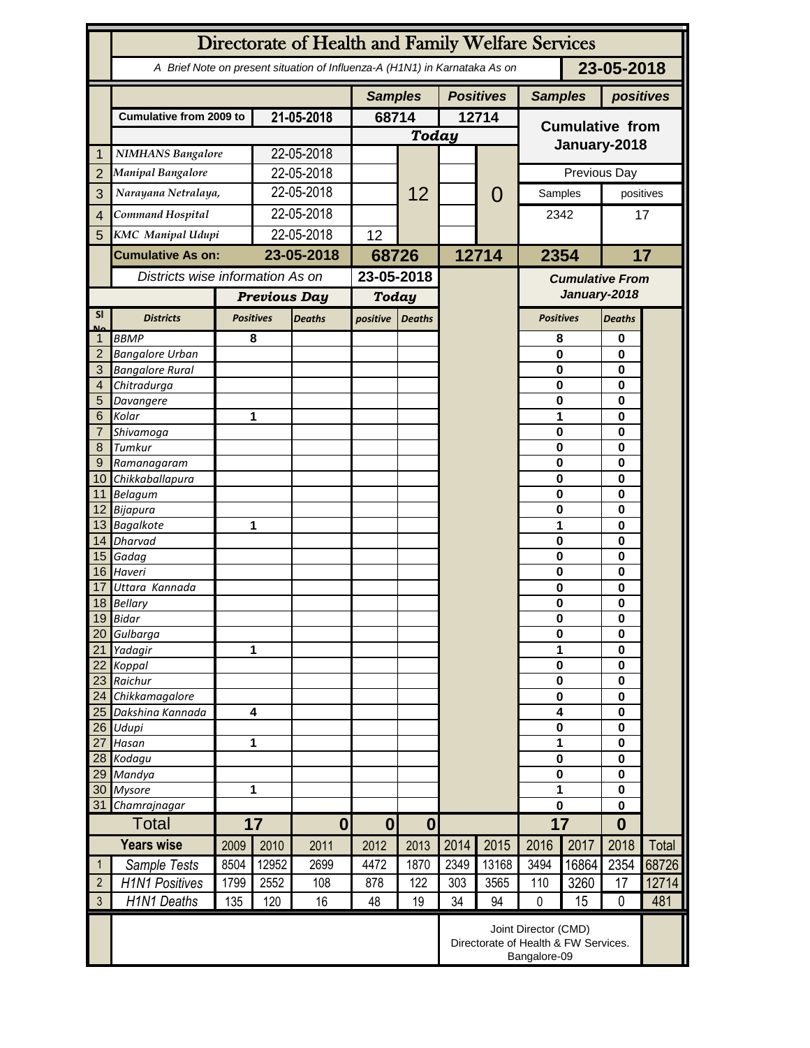# Directorate of Health and Family Welfare Services

A Brief Note on present situation of Influenza-A (H1N1) in Karnataka As on **23-05-2018**

| | | | Samples | Positives | Samples | positives |
|---|---|---|---|---|---|---|
| | Cumulative from 2009 to | 21-05-2018 | 68714 | 12714 | Cumulative from January-2018 | |
| | | | Today | | | |
| 1 | NIMHANS Bangalore | 22-05-2018 | 12 | 0 | | |
| 2 | Manipal Bangalore | 22-05-2018 | | | Previous Day | |
| 3 | Narayana Netralaya, | 22-05-2018 | | | Samples | positives |
| 4 | Command Hospital | 22-05-2018 | | | 2342 | 17 |
| 5 | KMC Manipal Udupi | 22-05-2018 | 12 | | | |
| | **Cumulative As on:** | **23-05-2018** | **68726** | **12714** | **2354** | **17** |

Districts wise information As on **23-05-2018**

| Sl No | Districts | Previous Day Positives | Previous Day Deaths | Today positive | Today Deaths | Cumulative From January-2018 Positives | Cumulative From January-2018 Deaths |
|---|---|---|---|---|---|---|---|
| 1 | BBMP | 8 | | | | 8 | 0 |
| 2 | Bangalore Urban | | | | | 0 | 0 |
| 3 | Bangalore Rural | | | | | 0 | 0 |
| 4 | Chitradurga | | | | | 0 | 0 |
| 5 | Davangere | | | | | 0 | 0 |
| 6 | Kolar | 1 | | | | 1 | 0 |
| 7 | Shivamoga | | | | | 0 | 0 |
| 8 | Tumkur | | | | | 0 | 0 |
| 9 | Ramanagaram | | | | | 0 | 0 |
| 10 | Chikkaballapura | | | | | 0 | 0 |
| 11 | Belagum | | | | | 0 | 0 |
| 12 | Bijapura | | | | | 0 | 0 |
| 13 | Bagalkote | 1 | | | | 1 | 0 |
| 14 | Dharvad | | | | | 0 | 0 |
| 15 | Gadag | | | | | 0 | 0 |
| 16 | Haveri | | | | | 0 | 0 |
| 17 | Uttara Kannada | | | | | 0 | 0 |
| 18 | Bellary | | | | | 0 | 0 |
| 19 | Bidar | | | | | 0 | 0 |
| 20 | Gulbarga | | | | | 0 | 0 |
| 21 | Yadagir | 1 | | | | 1 | 0 |
| 22 | Koppal | | | | | 0 | 0 |
| 23 | Raichur | | | | | 0 | 0 |
| 24 | Chikkamagalore | | | | | 0 | 0 |
| 25 | Dakshina Kannada | 4 | | | | 4 | 0 |
| 26 | Udupi | | | | | 0 | 0 |
| 27 | Hasan | 1 | | | | 1 | 0 |
| 28 | Kodagu | | | | | 0 | 0 |
| 29 | Mandya | | | | | 0 | 0 |
| 30 | Mysore | 1 | | | | 1 | 0 |
| 31 | Chamrajnagar | | | | | 0 | 0 |
| | **Total** | **17** | **0** | **0** | **0** | **17** | **0** |

| | Years wise | 2009 | 2010 | 2011 | 2012 | 2013 | 2014 | 2015 | 2016 | 2017 | 2018 | Total |
|---|---|---|---|---|---|---|---|---|---|---|---|---|
| 1 | Sample Tests | 8504 | 12952 | 2699 | 4472 | 1870 | 2349 | 13168 | 3494 | 16864 | 2354 | 68726 |
| 2 | H1N1 Positives | 1799 | 2552 | 108 | 878 | 122 | 303 | 3565 | 110 | 3260 | 17 | 12714 |
| 3 | H1N1 Deaths | 135 | 120 | 16 | 48 | 19 | 34 | 94 | 0 | 15 | 0 | 481 |

Joint Director (CMD)
Directorate of Health & FW Services.
Bangalore-09